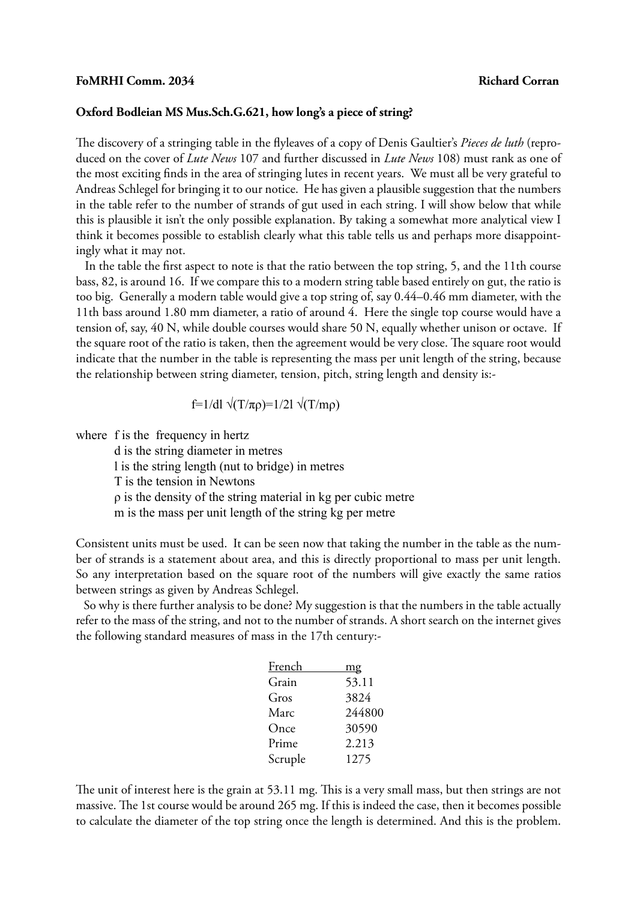**FoMRHI Comm. 2034** **Richard Corran**

**Oxford Bodleian MS Mus.Sch.G.621, how long's a piece of string?**

The discovery of a stringing table in the flyleaves of a copy of Denis Gaultier's *Pieces de luth* (reproduced on the cover of *Lute News* 107 and further discussed in *Lute News* 108) must rank as one of the most exciting finds in the area of stringing lutes in recent years. We must all be very grateful to Andreas Schlegel for bringing it to our notice. He has given a plausible suggestion that the numbers in the table refer to the number of strands of gut used in each string. I will show below that while this is plausible it isn't the only possible explanation. By taking a somewhat more analytical view I think it becomes possible to establish clearly what this table tells us and perhaps more disappointingly what it may not.

In the table the first aspect to note is that the ratio between the top string, 5, and the 11th course bass, 82, is around 16. If we compare this to a modern string table based entirely on gut, the ratio is too big. Generally a modern table would give a top string of, say 0.44–0.46 mm diameter, with the 11th bass around 1.80 mm diameter, a ratio of around 4. Here the single top course would have a tension of, say, 40 N, while double courses would share 50 N, equally whether unison or octave. If the square root of the ratio is taken, then the agreement would be very close. The square root would indicate that the number in the table is representing the mass per unit length of the string, because the relationship between string diameter, tension, pitch, string length and density is:-

$$f=1/dl\,\sqrt{(T/\pi\rho)}=1/2l\,\sqrt{(T/m\rho)}$$

where f is the frequency in hertz
d is the string diameter in metres
l is the string length (nut to bridge) in metres
T is the tension in Newtons
ρ is the density of the string material in kg per cubic metre
m is the mass per unit length of the string kg per metre

Consistent units must be used. It can be seen now that taking the number in the table as the number of strands is a statement about area, and this is directly proportional to mass per unit length. So any interpretation based on the square root of the numbers will give exactly the same ratios between strings as given by Andreas Schlegel.

So why is there further analysis to be done? My suggestion is that the numbers in the table actually refer to the mass of the string, and not to the number of strands. A short search on the internet gives the following standard measures of mass in the 17th century:-

| French | mg |
|---|---|
| Grain | 53.11 |
| Gros | 3824 |
| Marc | 244800 |
| Once | 30590 |
| Prime | 2.213 |
| Scruple | 1275 |

The unit of interest here is the grain at 53.11 mg. This is a very small mass, but then strings are not massive. The 1st course would be around 265 mg. If this is indeed the case, then it becomes possible to calculate the diameter of the top string once the length is determined. And this is the problem.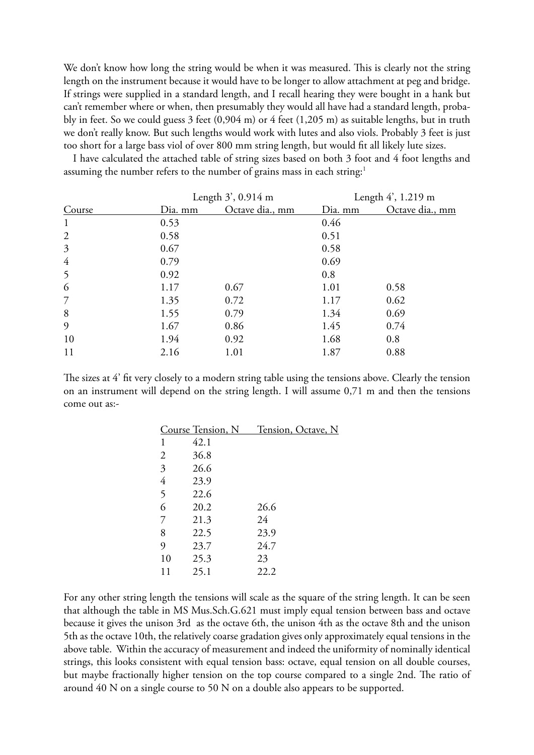We don't know how long the string would be when it was measured. This is clearly not the string length on the instrument because it would have to be longer to allow attachment at peg and bridge. If strings were supplied in a standard length, and I recall hearing they were bought in a hank but can't remember where or when, then presumably they would all have had a standard length, probably in feet. So we could guess 3 feet (0,904 m) or 4 feet (1,205 m) as suitable lengths, but in truth we don't really know. But such lengths would work with lutes and also viols. Probably 3 feet is just too short for a large bass viol of over 800 mm string length, but would fit all likely lute sizes.

I have calculated the attached table of string sizes based on both 3 foot and 4 foot lengths and assuming the number refers to the number of grains mass in each string:[1]

| | Length 3', 0.914 m | | Length 4', 1.219 m | |
|---|---|---|---|---|
| Course | Dia. mm | Octave dia., mm | Dia. mm | Octave dia., mm |
| 1 | 0.53 | | 0.46 | |
| 2 | 0.58 | | 0.51 | |
| 3 | 0.67 | | 0.58 | |
| 4 | 0.79 | | 0.69 | |
| 5 | 0.92 | | 0.8 | |
| 6 | 1.17 | 0.67 | 1.01 | 0.58 |
| 7 | 1.35 | 0.72 | 1.17 | 0.62 |
| 8 | 1.55 | 0.79 | 1.34 | 0.69 |
| 9 | 1.67 | 0.86 | 1.45 | 0.74 |
| 10 | 1.94 | 0.92 | 1.68 | 0.8 |
| 11 | 2.16 | 1.01 | 1.87 | 0.88 |

The sizes at 4' fit very closely to a modern string table using the tensions above. Clearly the tension on an instrument will depend on the string length. I will assume 0,71 m and then the tensions come out as:-

| Course | Tension, N | Tension, Octave, N |
|---|---|---|
| 1 | 42.1 | |
| 2 | 36.8 | |
| 3 | 26.6 | |
| 4 | 23.9 | |
| 5 | 22.6 | |
| 6 | 20.2 | 26.6 |
| 7 | 21.3 | 24 |
| 8 | 22.5 | 23.9 |
| 9 | 23.7 | 24.7 |
| 10 | 25.3 | 23 |
| 11 | 25.1 | 22.2 |

For any other string length the tensions will scale as the square of the string length. It can be seen that although the table in MS Mus.Sch.G.621 must imply equal tension between bass and octave because it gives the unison 3rd as the octave 6th, the unison 4th as the octave 8th and the unison 5th as the octave 10th, the relatively coarse gradation gives only approximately equal tensions in the above table. Within the accuracy of measurement and indeed the uniformity of nominally identical strings, this looks consistent with equal tension bass: octave, equal tension on all double courses, but maybe fractionally higher tension on the top course compared to a single 2nd. The ratio of around 40 N on a single course to 50 N on a double also appears to be supported.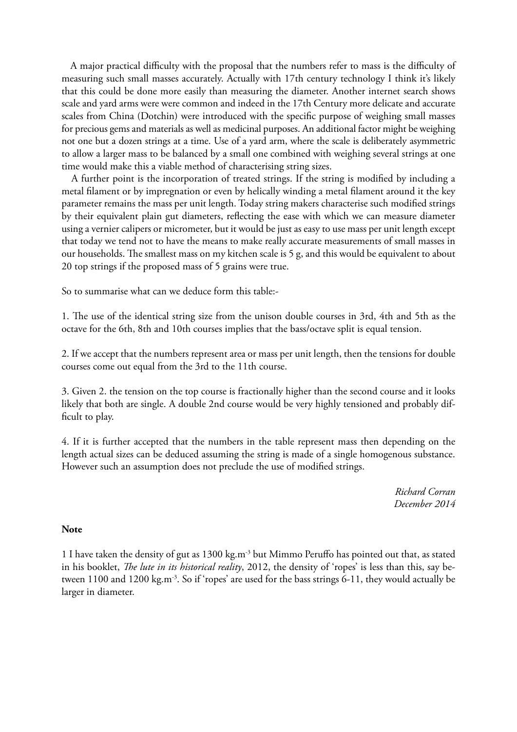A major practical difficulty with the proposal that the numbers refer to mass is the difficulty of measuring such small masses accurately. Actually with 17th century technology I think it's likely that this could be done more easily than measuring the diameter. Another internet search shows scale and yard arms were were common and indeed in the 17th Century more delicate and accurate scales from China (Dotchin) were introduced with the specific purpose of weighing small masses for precious gems and materials as well as medicinal purposes. An additional factor might be weighing not one but a dozen strings at a time. Use of a yard arm, where the scale is deliberately asymmetric to allow a larger mass to be balanced by a small one combined with weighing several strings at one time would make this a viable method of characterising string sizes.

A further point is the incorporation of treated strings. If the string is modified by including a metal filament or by impregnation or even by helically winding a metal filament around it the key parameter remains the mass per unit length. Today string makers characterise such modified strings by their equivalent plain gut diameters, reflecting the ease with which we can measure diameter using a vernier calipers or micrometer, but it would be just as easy to use mass per unit length except that today we tend not to have the means to make really accurate measurements of small masses in our households. The smallest mass on my kitchen scale is 5 g, and this would be equivalent to about 20 top strings if the proposed mass of 5 grains were true.

So to summarise what can we deduce form this table:-

1. The use of the identical string size from the unison double courses in 3rd, 4th and 5th as the octave for the 6th, 8th and 10th courses implies that the bass/octave split is equal tension.

2. If we accept that the numbers represent area or mass per unit length, then the tensions for double courses come out equal from the 3rd to the 11th course.

3. Given 2. the tension on the top course is fractionally higher than the second course and it looks likely that both are single. A double 2nd course would be very highly tensioned and probably difficult to play.

4. If it is further accepted that the numbers in the table represent mass then depending on the length actual sizes can be deduced assuming the string is made of a single homogenous substance. However such an assumption does not preclude the use of modified strings.

*Richard Corran*
*December 2014*

**Note**

1 I have taken the density of gut as 1300 $kg.m^{-3}$ but Mimmo Peruffo has pointed out that, as stated in his booklet, *The lute in its historical reality*, 2012, the density of 'ropes' is less than this, say between 1100 and 1200 $kg.m^{-3}$. So if 'ropes' are used for the bass strings 6-11, they would actually be larger in diameter.